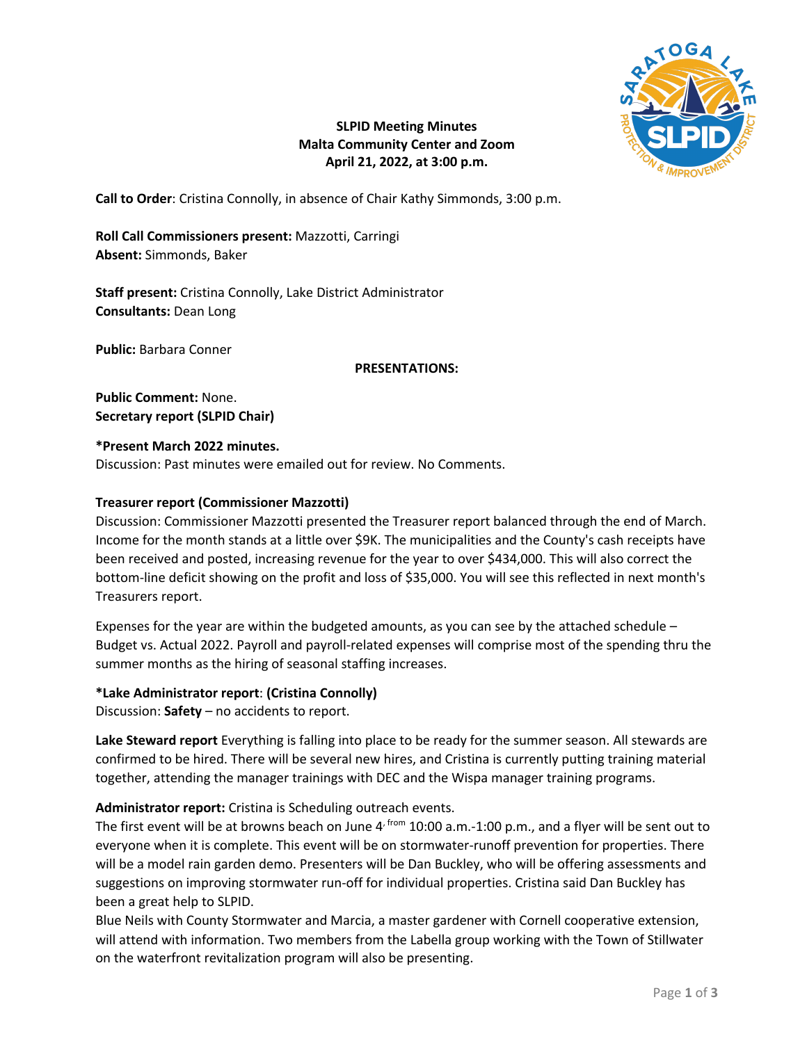**SLPID Meeting Minutes**
**Malta Community Center and Zoom**
**April 21, 2022, at 3:00 p.m.**

**Call to Order**: Cristina Connolly, in absence of Chair Kathy Simmonds, 3:00 p.m.

**Roll Call Commissioners present:** Mazzotti, Carringi
**Absent:** Simmonds, Baker

**Staff present:** Cristina Connolly, Lake District Administrator
**Consultants:** Dean Long

**Public:** Barbara Conner

**PRESENTATIONS:**

**Public Comment:** None.
**Secretary report (SLPID Chair)**

**\*Present March 2022 minutes.**
Discussion: Past minutes were emailed out for review. No Comments.

**Treasurer report (Commissioner Mazzotti)**
Discussion: Commissioner Mazzotti presented the Treasurer report balanced through the end of March. Income for the month stands at a little over $9K. The municipalities and the County's cash receipts have been received and posted, increasing revenue for the year to over $434,000. This will also correct the bottom-line deficit showing on the profit and loss of $35,000. You will see this reflected in next month's Treasurers report.

Expenses for the year are within the budgeted amounts, as you can see by the attached schedule – Budget vs. Actual 2022. Payroll and payroll-related expenses will comprise most of the spending thru the summer months as the hiring of seasonal staffing increases.

**\*Lake Administrator report**: **(Cristina Connolly)**
Discussion: **Safety** – no accidents to report.

**Lake Steward report** Everything is falling into place to be ready for the summer season. All stewards are confirmed to be hired. There will be several new hires, and Cristina is currently putting training material together, attending the manager trainings with DEC and the Wispa manager training programs.

**Administrator report:** Cristina is Scheduling outreach events.
The first event will be at browns beach on June 4, from 10:00 a.m.-1:00 p.m., and a flyer will be sent out to everyone when it is complete. This event will be on stormwater-runoff prevention for properties. There will be a model rain garden demo. Presenters will be Dan Buckley, who will be offering assessments and suggestions on improving stormwater run-off for individual properties. Cristina said Dan Buckley has been a great help to SLPID.
Blue Neils with County Stormwater and Marcia, a master gardener with Cornell cooperative extension, will attend with information. Two members from the Labella group working with the Town of Stillwater on the waterfront revitalization program will also be presenting.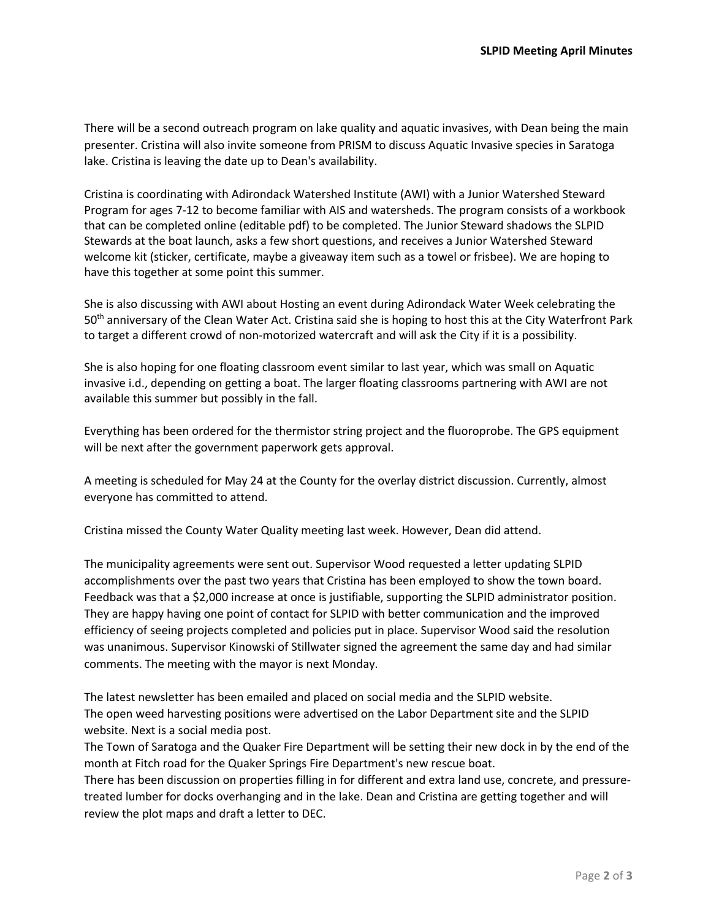There will be a second outreach program on lake quality and aquatic invasives, with Dean being the main presenter. Cristina will also invite someone from PRISM to discuss Aquatic Invasive species in Saratoga lake. Cristina is leaving the date up to Dean's availability.

Cristina is coordinating with Adirondack Watershed Institute (AWI) with a Junior Watershed Steward Program for ages 7-12 to become familiar with AIS and watersheds. The program consists of a workbook that can be completed online (editable pdf) to be completed. The Junior Steward shadows the SLPID Stewards at the boat launch, asks a few short questions, and receives a Junior Watershed Steward welcome kit (sticker, certificate, maybe a giveaway item such as a towel or frisbee). We are hoping to have this together at some point this summer.

She is also discussing with AWI about Hosting an event during Adirondack Water Week celebrating the 50th anniversary of the Clean Water Act. Cristina said she is hoping to host this at the City Waterfront Park to target a different crowd of non-motorized watercraft and will ask the City if it is a possibility.

She is also hoping for one floating classroom event similar to last year, which was small on Aquatic invasive i.d., depending on getting a boat. The larger floating classrooms partnering with AWI are not available this summer but possibly in the fall.

Everything has been ordered for the thermistor string project and the fluoroprobe. The GPS equipment will be next after the government paperwork gets approval.

A meeting is scheduled for May 24 at the County for the overlay district discussion. Currently, almost everyone has committed to attend.

Cristina missed the County Water Quality meeting last week. However, Dean did attend.

The municipality agreements were sent out. Supervisor Wood requested a letter updating SLPID accomplishments over the past two years that Cristina has been employed to show the town board. Feedback was that a $2,000 increase at once is justifiable, supporting the SLPID administrator position. They are happy having one point of contact for SLPID with better communication and the improved efficiency of seeing projects completed and policies put in place. Supervisor Wood said the resolution was unanimous. Supervisor Kinowski of Stillwater signed the agreement the same day and had similar comments. The meeting with the mayor is next Monday.

The latest newsletter has been emailed and placed on social media and the SLPID website.
The open weed harvesting positions were advertised on the Labor Department site and the SLPID website. Next is a social media post.
The Town of Saratoga and the Quaker Fire Department will be setting their new dock in by the end of the month at Fitch road for the Quaker Springs Fire Department's new rescue boat.
There has been discussion on properties filling in for different and extra land use, concrete, and pressure-treated lumber for docks overhanging and in the lake. Dean and Cristina are getting together and will review the plot maps and draft a letter to DEC.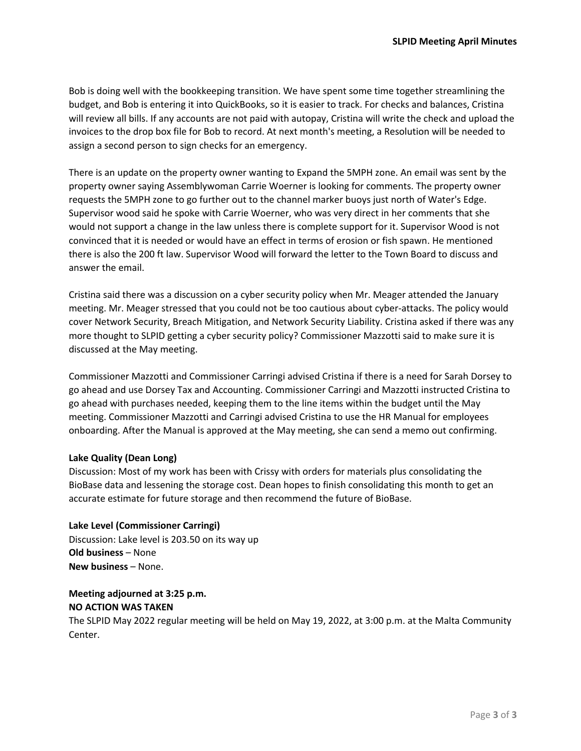Bob is doing well with the bookkeeping transition. We have spent some time together streamlining the budget, and Bob is entering it into QuickBooks, so it is easier to track. For checks and balances, Cristina will review all bills. If any accounts are not paid with autopay, Cristina will write the check and upload the invoices to the drop box file for Bob to record. At next month's meeting, a Resolution will be needed to assign a second person to sign checks for an emergency.

There is an update on the property owner wanting to Expand the 5MPH zone. An email was sent by the property owner saying Assemblywoman Carrie Woerner is looking for comments. The property owner requests the 5MPH zone to go further out to the channel marker buoys just north of Water's Edge. Supervisor wood said he spoke with Carrie Woerner, who was very direct in her comments that she would not support a change in the law unless there is complete support for it. Supervisor Wood is not convinced that it is needed or would have an effect in terms of erosion or fish spawn. He mentioned there is also the 200 ft law. Supervisor Wood will forward the letter to the Town Board to discuss and answer the email.

Cristina said there was a discussion on a cyber security policy when Mr. Meager attended the January meeting. Mr. Meager stressed that you could not be too cautious about cyber-attacks. The policy would cover Network Security, Breach Mitigation, and Network Security Liability. Cristina asked if there was any more thought to SLPID getting a cyber security policy? Commissioner Mazzotti said to make sure it is discussed at the May meeting.

Commissioner Mazzotti and Commissioner Carringi advised Cristina if there is a need for Sarah Dorsey to go ahead and use Dorsey Tax and Accounting. Commissioner Carringi and Mazzotti instructed Cristina to go ahead with purchases needed, keeping them to the line items within the budget until the May meeting. Commissioner Mazzotti and Carringi advised Cristina to use the HR Manual for employees onboarding. After the Manual is approved at the May meeting, she can send a memo out confirming.

**Lake Quality (Dean Long)**
Discussion: Most of my work has been with Crissy with orders for materials plus consolidating the BioBase data and lessening the storage cost. Dean hopes to finish consolidating this month to get an accurate estimate for future storage and then recommend the future of BioBase.

**Lake Level (Commissioner Carringi)**
Discussion: Lake level is 203.50 on its way up
**Old business** – None
**New business** – None.

**Meeting adjourned at 3:25 p.m.**
**NO ACTION WAS TAKEN**
The SLPID May 2022 regular meeting will be held on May 19, 2022, at 3:00 p.m. at the Malta Community Center.